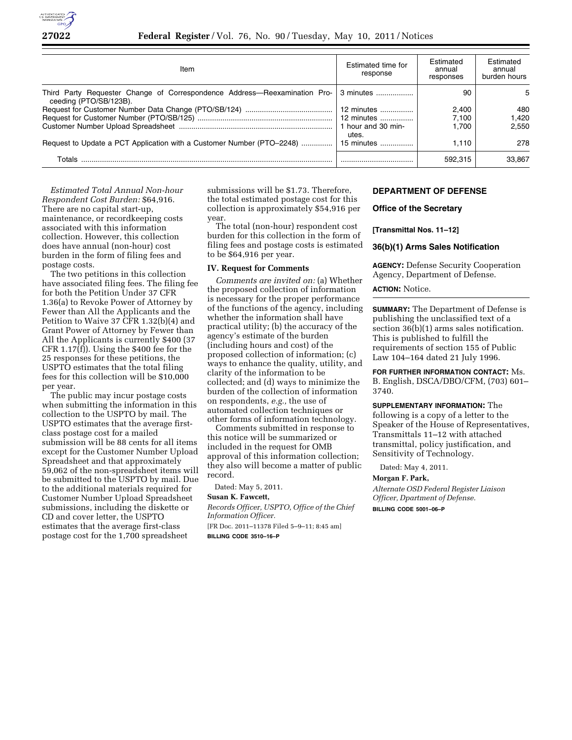| Item | Estimated time for response | Estimated annual responses | Estimated annual burden hours |
|---|---|---|---|
| Third Party Requester Change of Correspondence Address—Reexamination Proceeding (PTO/SB/123B). | 3 minutes | 90 | 5 |
| Request for Customer Number Data Change (PTO/SB/124) | 12 minutes | 2,400 | 480 |
| Request for Customer Number (PTO/SB/125) | 12 minutes | 7,100 | 1,420 |
| Customer Number Upload Spreadsheet | 1 hour and 30 minutes. | 1,700 | 2,550 |
| Request to Update a PCT Application with a Customer Number (PTO–2248) | 15 minutes | 1,110 | 278 |
| Totals | | 592,315 | 33,867 |

*Estimated Total Annual Non-hour Respondent Cost Burden:* $64,916. There are no capital start-up, maintenance, or recordkeeping costs associated with this information collection. However, this collection does have annual (non-hour) cost burden in the form of filing fees and postage costs.

The two petitions in this collection have associated filing fees. The filing fee for both the Petition Under 37 CFR 1.36(a) to Revoke Power of Attorney by Fewer than All the Applicants and the Petition to Waive 37 CFR 1.32(b)(4) and Grant Power of Attorney by Fewer than All the Applicants is currently $400 (37 CFR 1.17(f)). Using the $400 fee for the 25 responses for these petitions, the USPTO estimates that the total filing fees for this collection will be $10,000 per year.

The public may incur postage costs when submitting the information in this collection to the USPTO by mail. The USPTO estimates that the average first-class postage cost for a mailed submission will be 88 cents for all items except for the Customer Number Upload Spreadsheet and that approximately 59,062 of the non-spreadsheet items will be submitted to the USPTO by mail. Due to the additional materials required for Customer Number Upload Spreadsheet submissions, including the diskette or CD and cover letter, the USPTO estimates that the average first-class postage cost for the 1,700 spreadsheet submissions will be $1.73. Therefore, the total estimated postage cost for this collection is approximately $54,916 per year.

The total (non-hour) respondent cost burden for this collection in the form of filing fees and postage costs is estimated to be $64,916 per year.

## IV. Request for Comments

*Comments are invited on:* (a) Whether the proposed collection of information is necessary for the proper performance of the functions of the agency, including whether the information shall have practical utility; (b) the accuracy of the agency's estimate of the burden (including hours and cost) of the proposed collection of information; (c) ways to enhance the quality, utility, and clarity of the information to be collected; and (d) ways to minimize the burden of the collection of information on respondents, *e.g.,* the use of automated collection techniques or other forms of information technology.

Comments submitted in response to this notice will be summarized or included in the request for OMB approval of this information collection; they also will become a matter of public record.

Dated: May 5, 2011.

**Susan K. Fawcett,**

*Records Officer, USPTO, Office of the Chief Information Officer.*

[FR Doc. 2011–11378 Filed 5–9–11; 8:45 am]

**BILLING CODE 3510–16–P**

## DEPARTMENT OF DEFENSE

### Office of the Secretary

**[Transmittal Nos. 11–12]**

### 36(b)(1) Arms Sales Notification

**AGENCY:** Defense Security Cooperation Agency, Department of Defense.

**ACTION:** Notice.

**SUMMARY:** The Department of Defense is publishing the unclassified text of a section 36(b)(1) arms sales notification. This is published to fulfill the requirements of section 155 of Public Law 104–164 dated 21 July 1996.

**FOR FURTHER INFORMATION CONTACT:** Ms. B. English, DSCA/DBO/CFM, (703) 601–3740.

**SUPPLEMENTARY INFORMATION:** The following is a copy of a letter to the Speaker of the House of Representatives, Transmittals 11–12 with attached transmittal, policy justification, and Sensitivity of Technology.

Dated: May 4, 2011.

**Morgan F. Park,**

*Alternate OSD Federal Register Liaison Officer, Dpartment of Defense.*

**BILLING CODE 5001–06–P**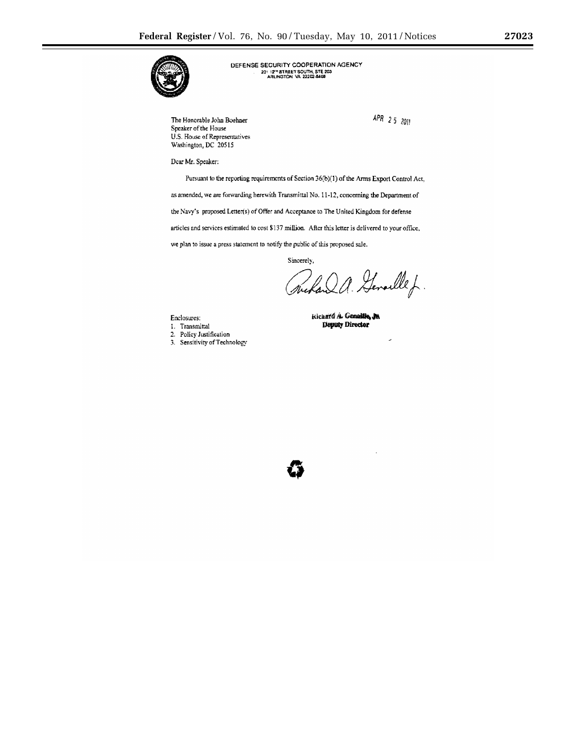DEFENSE SECURITY COOPERATION AGENCY
201 12TH STREET SOUTH, STE 203
ARLINGTON VA 22202-5408

APR 25 2011

The Honorable John Boehner
Speaker of the House
U.S. House of Representatives
Washington, DC 20515

Dear Mr. Speaker:

Pursuant to the reporting requirements of Section 36(b)(1) of the Arms Export Control Act, as amended, we are forwarding herewith Transmittal No. 11-12, concerning the Department of the Navy's proposed Letter(s) of Offer and Acceptance to The United Kingdom for defense articles and services estimated to cost $137 million. After this letter is delivered to your office, we plan to issue a press statement to notify the public of this proposed sale.

Sincerely,

Richard A. Genaille, Jr.
Deputy Director

Enclosures:
1. Transmittal
2. Policy Justification
3. Sensitivity of Technology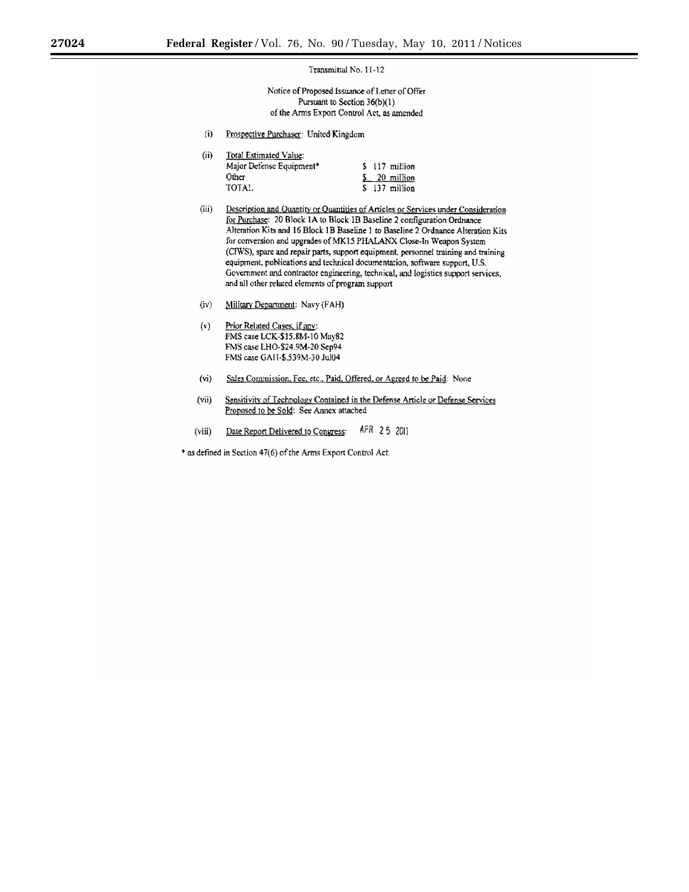Transmittal No. 11-12

Notice of Proposed Issuance of Letter of Offer
Pursuant to Section 36(b)(1)
of the Arms Export Control Act, as amended

(i) Prospective Purchaser: United Kingdom

(ii) Total Estimated Value:

| | |
|---|---|
| Major Defense Equipment* | $ 117 million |
| Other | $ 20 million |
| TOTAL | $ 137 million |

(iii) Description and Quantity or Quantities of Articles or Services under Consideration for Purchase: 20 Block 1A to Block 1B Baseline 2 configuration Ordnance Alteration Kits and 16 Block 1B Baseline 1 to Baseline 2 Ordnance Alteration Kits for conversion and upgrades of MK15 PHALANX Close-In Weapon System (CIWS), spare and repair parts, support equipment, personnel training and training equipment, publications and technical documentation, software support, U.S. Government and contractor engineering, technical, and logistics support services, and all other related elements of program support

(iv) Military Department: Navy (FAH)

(v) Prior Related Cases, if any:
FMS case LCK-$15.8M-10 May82
FMS case LHO-$24.9M-20 Sep94
FMS case GAH-$.539M-30 Jul04

(vi) Sales Commission, Fee, etc., Paid, Offered, or Agreed to be Paid: None

(vii) Sensitivity of Technology Contained in the Defense Article or Defense Services Proposed to be Sold: See Annex attached

(viii) Date Report Delivered to Congress: APR 25 2011

* as defined in Section 47(6) of the Arms Export Control Act.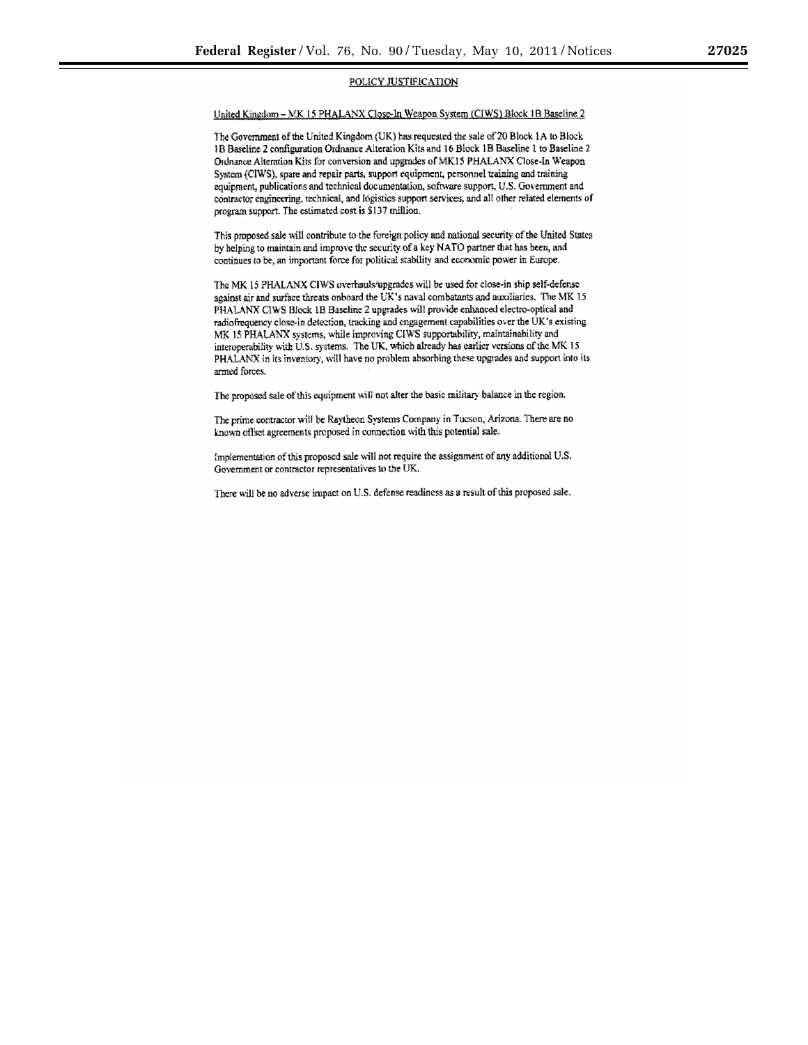## POLICY JUSTIFICATION

United Kingdom – MK 15 PHALANX Close-In Weapon System (CIWS) Block 1B Baseline 2

The Government of the United Kingdom (UK) has requested the sale of 20 Block 1A to Block 1B Baseline 2 configuration Ordnance Alteration Kits and 16 Block 1B Baseline 1 to Baseline 2 Ordnance Alteration Kits for conversion and upgrades of MK15 PHALANX Close-In Weapon System (CIWS), spare and repair parts, support equipment, personnel training and training equipment, publications and technical documentation, software support, U.S. Government and contractor engineering, technical, and logistics support services, and all other related elements of program support. The estimated cost is $137 million.

This proposed sale will contribute to the foreign policy and national security of the United States by helping to maintain and improve the security of a key NATO partner that has been, and continues to be, an important force for political stability and economic power in Europe.

The MK 15 PHALANX CIWS overhauls/upgrades will be used for close-in ship self-defense against air and surface threats onboard the UK's naval combatants and auxiliaries. The MK 15 PHALANX CIWS Block 1B Baseline 2 upgrades will provide enhanced electro-optical and radiofrequency close-in detection, tracking and engagement capabilities over the UK's existing MK 15 PHALANX systems, while improving CIWS supportability, maintainability and interoperability with U.S. systems. The UK, which already has earlier versions of the MK 15 PHALANX in its inventory, will have no problem absorbing these upgrades and support into its armed forces.

The proposed sale of this equipment will not alter the basic military balance in the region.

The prime contractor will be Raytheon Systems Company in Tucson, Arizona. There are no known offset agreements proposed in connection with this potential sale.

Implementation of this proposed sale will not require the assignment of any additional U.S. Government or contractor representatives to the UK.

There will be no adverse impact on U.S. defense readiness as a result of this proposed sale.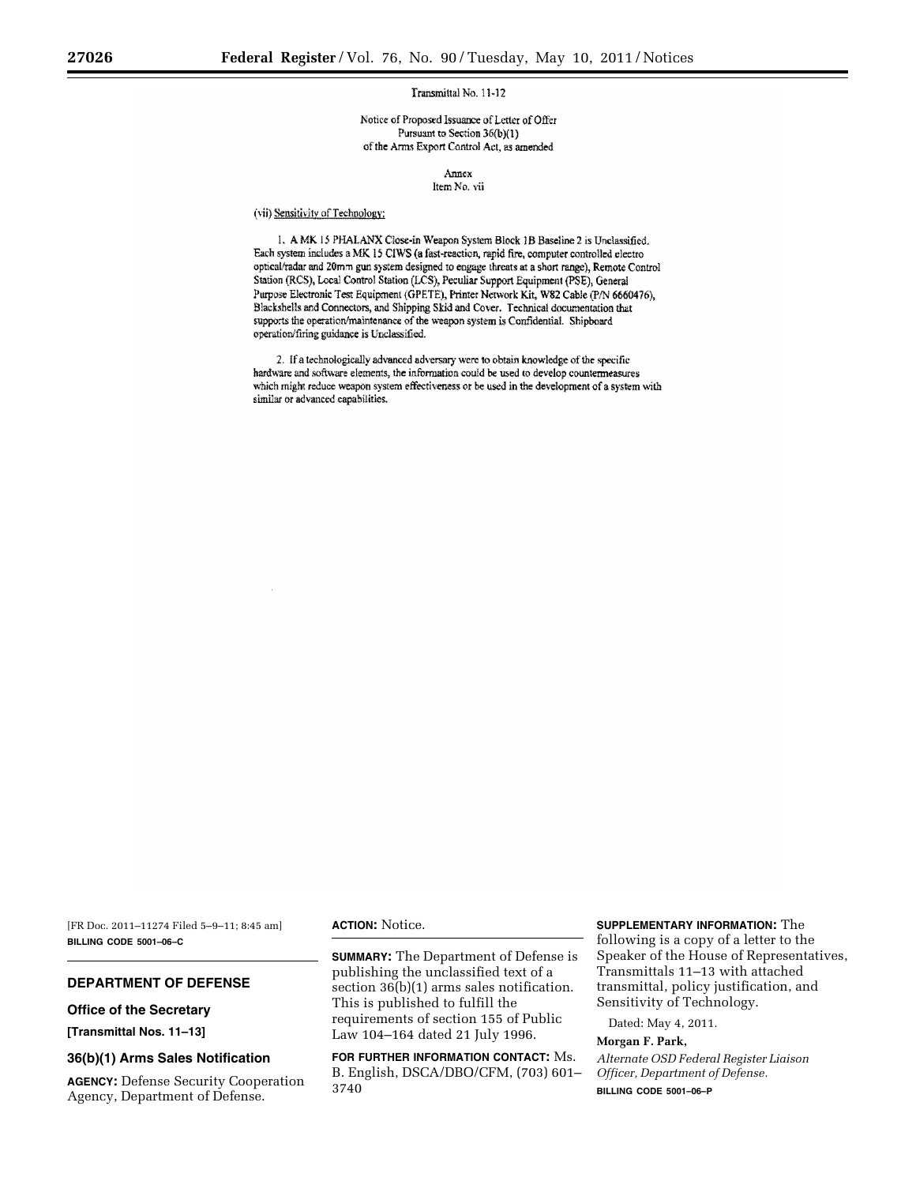Transmittal No. 11-12

Notice of Proposed Issuance of Letter of Offer Pursuant to Section 36(b)(1) of the Arms Export Control Act, as amended

Annex
Item No. vii

(vii) Sensitivity of Technology:

1. A MK 15 PHALANX Close-in Weapon System Block 1B Baseline 2 is Unclassified. Each system includes a MK 15 CIWS (a fast-reaction, rapid fire, computer controlled electro optical/radar and 20mm gun system designed to engage threats at a short range), Remote Control Station (RCS), Local Control Station (LCS), Peculiar Support Equipment (PSE), General Purpose Electronic Test Equipment (GPETE), Printer Network Kit, W82 Cable (P/N 6660476), Blackshells and Connectors, and Shipping Skid and Cover. Technical documentation that supports the operation/maintenance of the weapon system is Confidential. Shipboard operation/firing guidance is Unclassified.

2. If a technologically advanced adversary were to obtain knowledge of the specific hardware and software elements, the information could be used to develop countermeasures which might reduce weapon system effectiveness or be used in the development of a system with similar or advanced capabilities.

[FR Doc. 2011–11274 Filed 5–9–11; 8:45 am]

**BILLING CODE 5001–06–C**

## DEPARTMENT OF DEFENSE

### Office of the Secretary

**[Transmittal Nos. 11–13]**

### 36(b)(1) Arms Sales Notification

**AGENCY:** Defense Security Cooperation Agency, Department of Defense.

**ACTION:** Notice.

**SUMMARY:** The Department of Defense is publishing the unclassified text of a section 36(b)(1) arms sales notification. This is published to fulfill the requirements of section 155 of Public Law 104–164 dated 21 July 1996.

**FOR FURTHER INFORMATION CONTACT:** Ms. B. English, DSCA/DBO/CFM, (703) 601–3740

**SUPPLEMENTARY INFORMATION:** The following is a copy of a letter to the Speaker of the House of Representatives, Transmittals 11–13 with attached transmittal, policy justification, and Sensitivity of Technology.

Dated: May 4, 2011.

**Morgan F. Park,**

*Alternate OSD Federal Register Liaison Officer, Department of Defense.*

**BILLING CODE 5001–06–P**